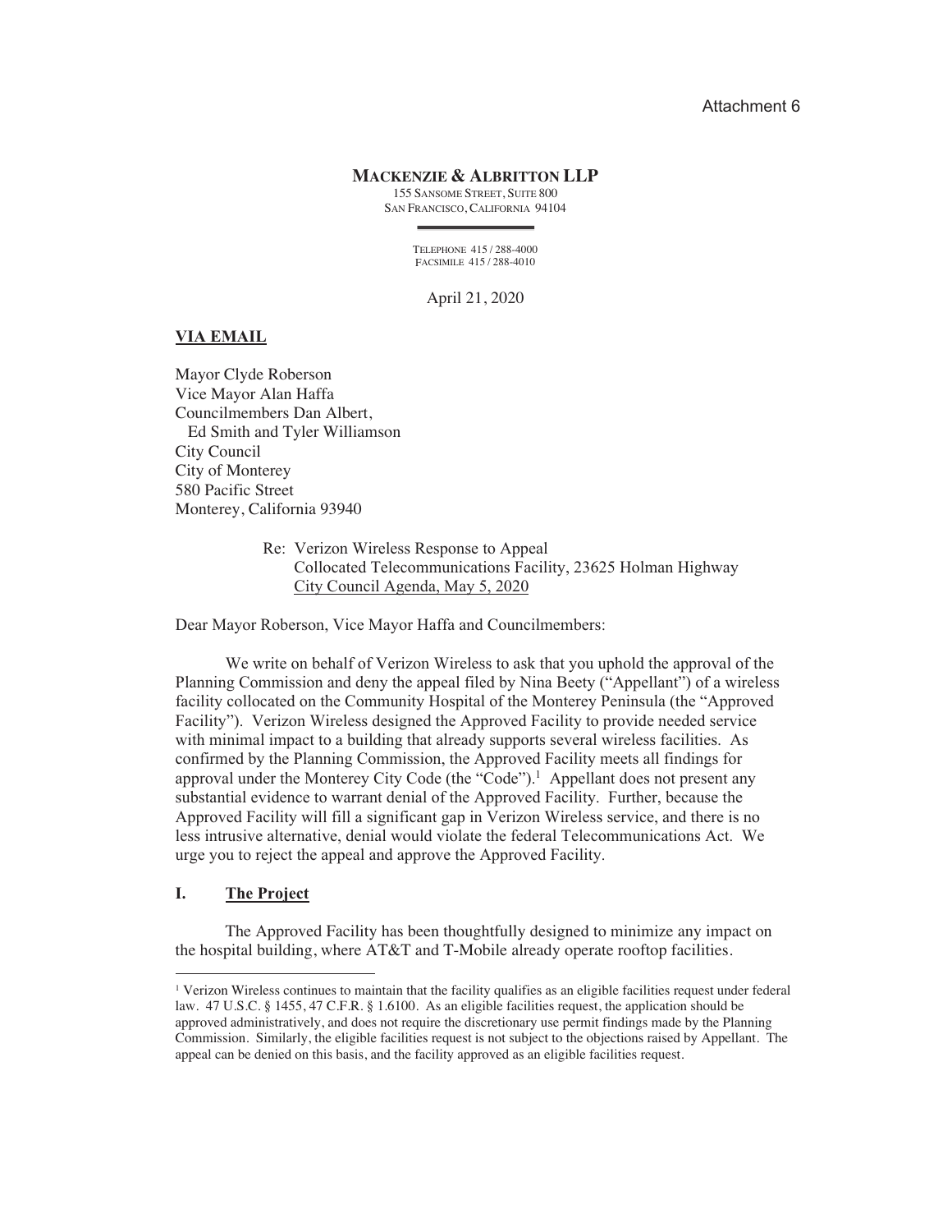Attachment 6

**MACKENZIE & ALBRITTON LLP**
155 SANSOME STREET, SUITE 800
SAN FRANCISCO, CALIFORNIA 94104

TELEPHONE 415 / 288-4000
FACSIMILE 415 / 288-4010

April 21, 2020

**VIA EMAIL**

Mayor Clyde Roberson
Vice Mayor Alan Haffa
Councilmembers Dan Albert,
Ed Smith and Tyler Williamson
City Council
City of Monterey
580 Pacific Street
Monterey, California 93940

Re: Verizon Wireless Response to Appeal
Collocated Telecommunications Facility, 23625 Holman Highway
City Council Agenda, May 5, 2020

Dear Mayor Roberson, Vice Mayor Haffa and Councilmembers:

We write on behalf of Verizon Wireless to ask that you uphold the approval of the Planning Commission and deny the appeal filed by Nina Beety ("Appellant") of a wireless facility collocated on the Community Hospital of the Monterey Peninsula (the "Approved Facility"). Verizon Wireless designed the Approved Facility to provide needed service with minimal impact to a building that already supports several wireless facilities. As confirmed by the Planning Commission, the Approved Facility meets all findings for approval under the Monterey City Code (the "Code").[1] Appellant does not present any substantial evidence to warrant denial of the Approved Facility. Further, because the Approved Facility will fill a significant gap in Verizon Wireless service, and there is no less intrusive alternative, denial would violate the federal Telecommunications Act. We urge you to reject the appeal and approve the Approved Facility.

## I. The Project

The Approved Facility has been thoughtfully designed to minimize any impact on the hospital building, where AT&T and T-Mobile already operate rooftop facilities.

[1] Verizon Wireless continues to maintain that the facility qualifies as an eligible facilities request under federal law. 47 U.S.C. § 1455, 47 C.F.R. § 1.6100. As an eligible facilities request, the application should be approved administratively, and does not require the discretionary use permit findings made by the Planning Commission. Similarly, the eligible facilities request is not subject to the objections raised by Appellant. The appeal can be denied on this basis, and the facility approved as an eligible facilities request.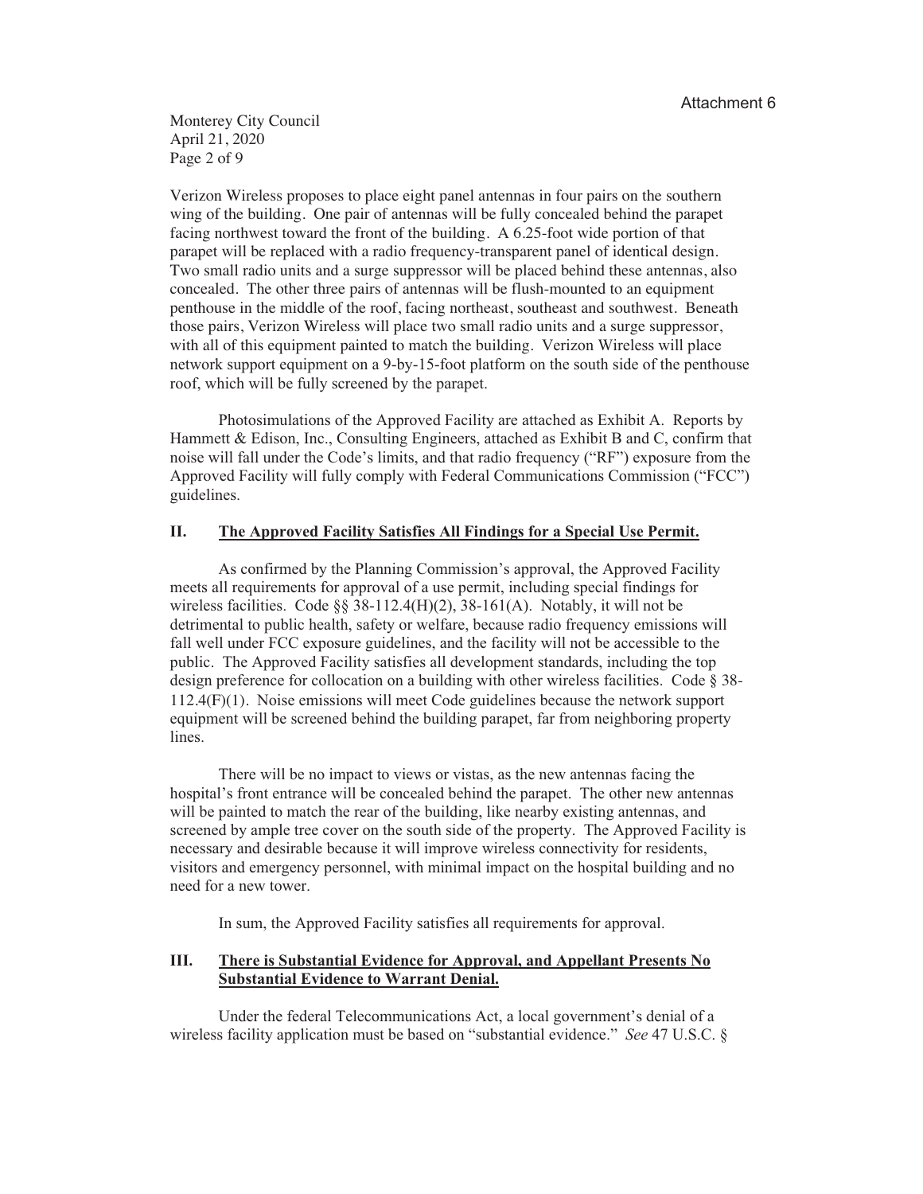Verizon Wireless proposes to place eight panel antennas in four pairs on the southern wing of the building. One pair of antennas will be fully concealed behind the parapet facing northwest toward the front of the building. A 6.25-foot wide portion of that parapet will be replaced with a radio frequency-transparent panel of identical design. Two small radio units and a surge suppressor will be placed behind these antennas, also concealed. The other three pairs of antennas will be flush-mounted to an equipment penthouse in the middle of the roof, facing northeast, southeast and southwest. Beneath those pairs, Verizon Wireless will place two small radio units and a surge suppressor, with all of this equipment painted to match the building. Verizon Wireless will place network support equipment on a 9-by-15-foot platform on the south side of the penthouse roof, which will be fully screened by the parapet.

Photosimulations of the Approved Facility are attached as Exhibit A. Reports by Hammett & Edison, Inc., Consulting Engineers, attached as Exhibit B and C, confirm that noise will fall under the Code's limits, and that radio frequency ("RF") exposure from the Approved Facility will fully comply with Federal Communications Commission ("FCC") guidelines.

## II. The Approved Facility Satisfies All Findings for a Special Use Permit.

As confirmed by the Planning Commission's approval, the Approved Facility meets all requirements for approval of a use permit, including special findings for wireless facilities. Code §§ 38-112.4(H)(2), 38-161(A). Notably, it will not be detrimental to public health, safety or welfare, because radio frequency emissions will fall well under FCC exposure guidelines, and the facility will not be accessible to the public. The Approved Facility satisfies all development standards, including the top design preference for collocation on a building with other wireless facilities. Code § 38-112.4(F)(1). Noise emissions will meet Code guidelines because the network support equipment will be screened behind the building parapet, far from neighboring property lines.

There will be no impact to views or vistas, as the new antennas facing the hospital's front entrance will be concealed behind the parapet. The other new antennas will be painted to match the rear of the building, like nearby existing antennas, and screened by ample tree cover on the south side of the property. The Approved Facility is necessary and desirable because it will improve wireless connectivity for residents, visitors and emergency personnel, with minimal impact on the hospital building and no need for a new tower.

In sum, the Approved Facility satisfies all requirements for approval.

## III. There is Substantial Evidence for Approval, and Appellant Presents No Substantial Evidence to Warrant Denial.

Under the federal Telecommunications Act, a local government's denial of a wireless facility application must be based on "substantial evidence." *See* 47 U.S.C. §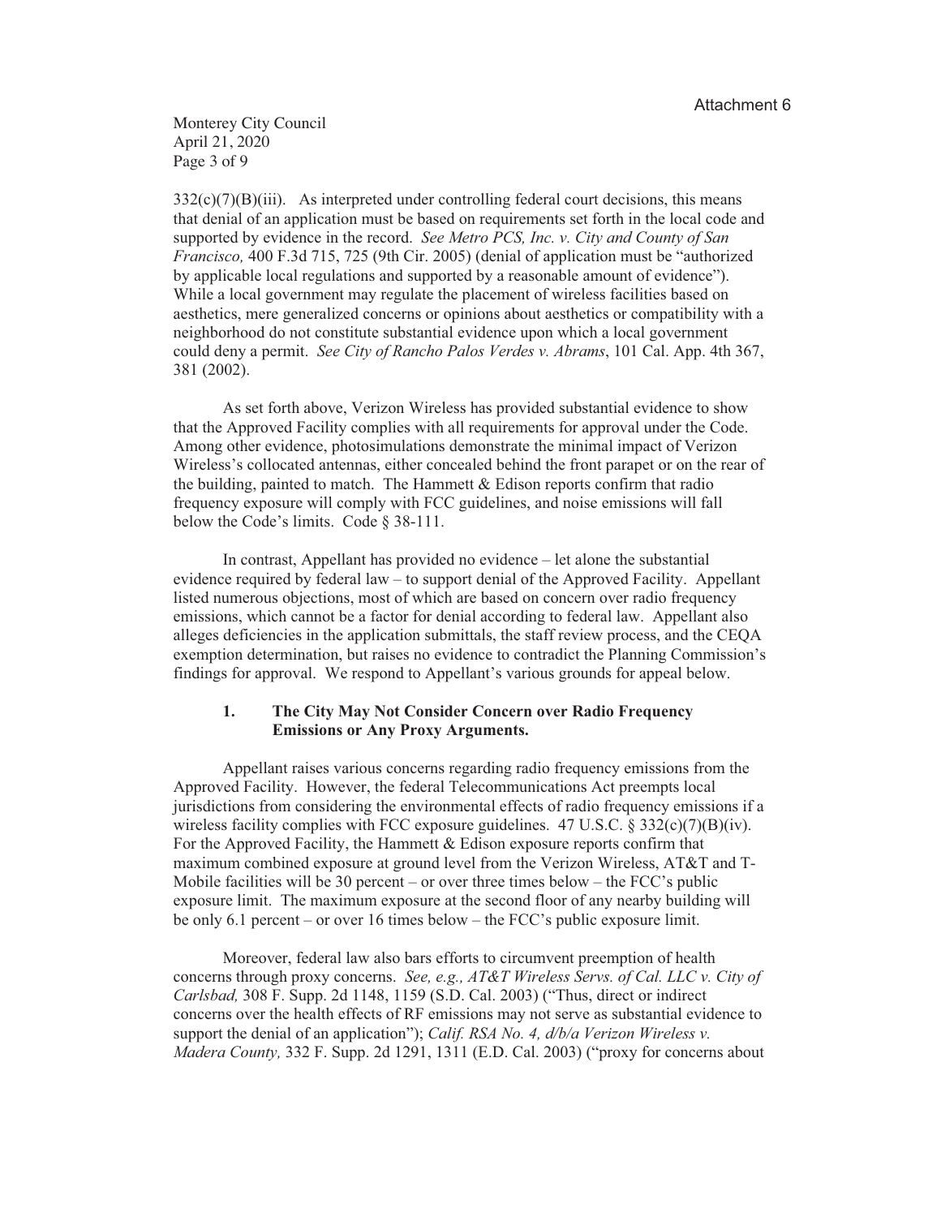332(c)(7)(B)(iii). As interpreted under controlling federal court decisions, this means that denial of an application must be based on requirements set forth in the local code and supported by evidence in the record. *See Metro PCS, Inc. v. City and County of San Francisco,* 400 F.3d 715, 725 (9th Cir. 2005) (denial of application must be "authorized by applicable local regulations and supported by a reasonable amount of evidence"). While a local government may regulate the placement of wireless facilities based on aesthetics, mere generalized concerns or opinions about aesthetics or compatibility with a neighborhood do not constitute substantial evidence upon which a local government could deny a permit. *See City of Rancho Palos Verdes v. Abrams*, 101 Cal. App. 4th 367, 381 (2002).

As set forth above, Verizon Wireless has provided substantial evidence to show that the Approved Facility complies with all requirements for approval under the Code. Among other evidence, photosimulations demonstrate the minimal impact of Verizon Wireless's collocated antennas, either concealed behind the front parapet or on the rear of the building, painted to match. The Hammett & Edison reports confirm that radio frequency exposure will comply with FCC guidelines, and noise emissions will fall below the Code's limits. Code § 38-111.

In contrast, Appellant has provided no evidence – let alone the substantial evidence required by federal law – to support denial of the Approved Facility. Appellant listed numerous objections, most of which are based on concern over radio frequency emissions, which cannot be a factor for denial according to federal law. Appellant also alleges deficiencies in the application submittals, the staff review process, and the CEQA exemption determination, but raises no evidence to contradict the Planning Commission's findings for approval. We respond to Appellant's various grounds for appeal below.

### 1. The City May Not Consider Concern over Radio Frequency Emissions or Any Proxy Arguments.

Appellant raises various concerns regarding radio frequency emissions from the Approved Facility. However, the federal Telecommunications Act preempts local jurisdictions from considering the environmental effects of radio frequency emissions if a wireless facility complies with FCC exposure guidelines. 47 U.S.C. § 332(c)(7)(B)(iv). For the Approved Facility, the Hammett & Edison exposure reports confirm that maximum combined exposure at ground level from the Verizon Wireless, AT&T and T-Mobile facilities will be 30 percent – or over three times below – the FCC's public exposure limit. The maximum exposure at the second floor of any nearby building will be only 6.1 percent – or over 16 times below – the FCC's public exposure limit.

Moreover, federal law also bars efforts to circumvent preemption of health concerns through proxy concerns. *See, e.g., AT&T Wireless Servs. of Cal. LLC v. City of Carlsbad,* 308 F. Supp. 2d 1148, 1159 (S.D. Cal. 2003) ("Thus, direct or indirect concerns over the health effects of RF emissions may not serve as substantial evidence to support the denial of an application"); *Calif. RSA No. 4, d/b/a Verizon Wireless v. Madera County,* 332 F. Supp. 2d 1291, 1311 (E.D. Cal. 2003) ("proxy for concerns about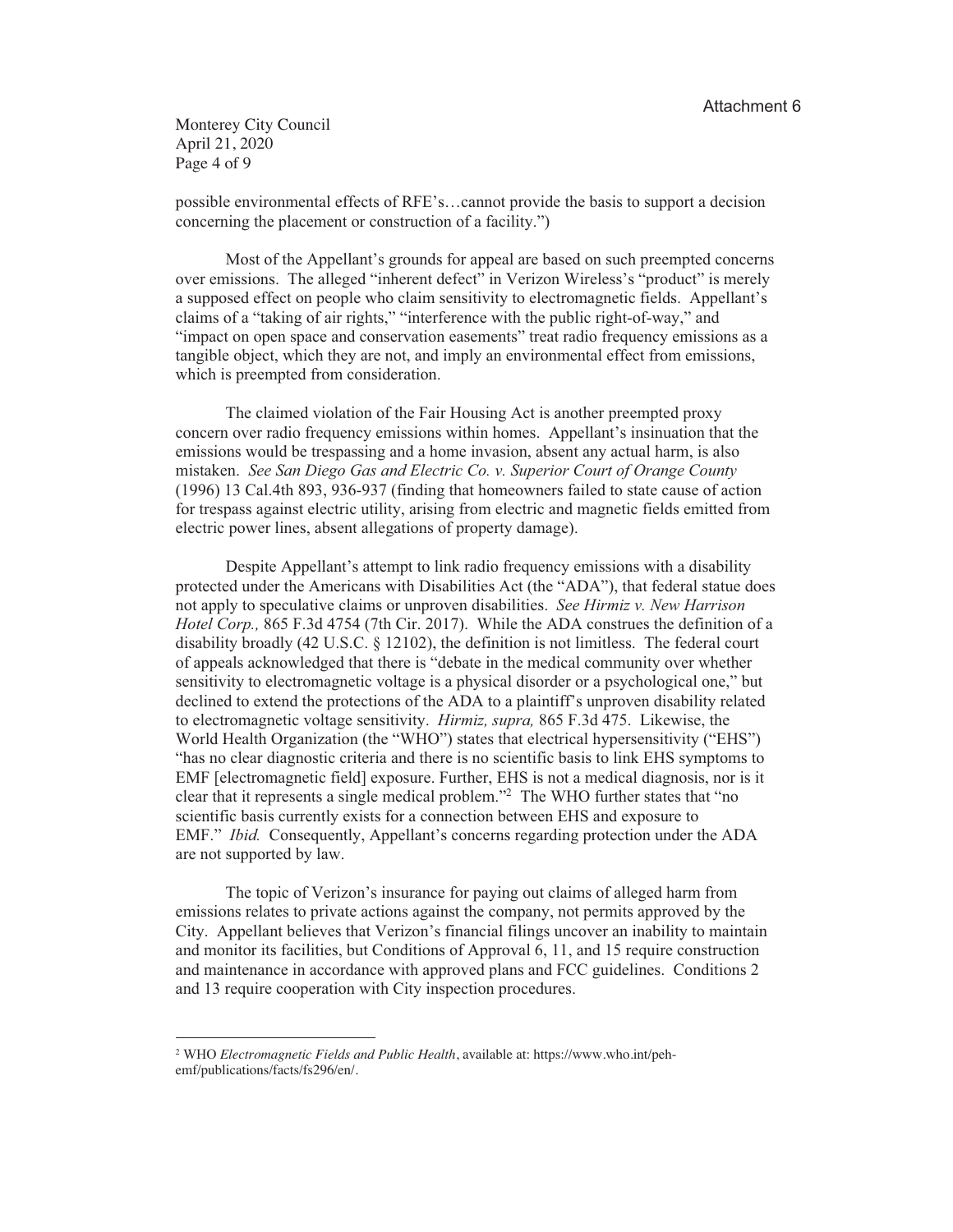possible environmental effects of RFE's…cannot provide the basis to support a decision concerning the placement or construction of a facility.")

Most of the Appellant's grounds for appeal are based on such preempted concerns over emissions. The alleged "inherent defect" in Verizon Wireless's "product" is merely a supposed effect on people who claim sensitivity to electromagnetic fields. Appellant's claims of a "taking of air rights," "interference with the public right-of-way," and "impact on open space and conservation easements" treat radio frequency emissions as a tangible object, which they are not, and imply an environmental effect from emissions, which is preempted from consideration.

The claimed violation of the Fair Housing Act is another preempted proxy concern over radio frequency emissions within homes. Appellant's insinuation that the emissions would be trespassing and a home invasion, absent any actual harm, is also mistaken. *See San Diego Gas and Electric Co. v. Superior Court of Orange County* (1996) 13 Cal.4th 893, 936-937 (finding that homeowners failed to state cause of action for trespass against electric utility, arising from electric and magnetic fields emitted from electric power lines, absent allegations of property damage).

Despite Appellant's attempt to link radio frequency emissions with a disability protected under the Americans with Disabilities Act (the "ADA"), that federal statue does not apply to speculative claims or unproven disabilities. *See Hirmiz v. New Harrison Hotel Corp.,* 865 F.3d 4754 (7th Cir. 2017). While the ADA construes the definition of a disability broadly (42 U.S.C. § 12102), the definition is not limitless. The federal court of appeals acknowledged that there is "debate in the medical community over whether sensitivity to electromagnetic voltage is a physical disorder or a psychological one," but declined to extend the protections of the ADA to a plaintiff's unproven disability related to electromagnetic voltage sensitivity. *Hirmiz, supra,* 865 F.3d 475. Likewise, the World Health Organization (the "WHO") states that electrical hypersensitivity ("EHS") "has no clear diagnostic criteria and there is no scientific basis to link EHS symptoms to EMF [electromagnetic field] exposure. Further, EHS is not a medical diagnosis, nor is it clear that it represents a single medical problem."[2] The WHO further states that "no scientific basis currently exists for a connection between EHS and exposure to EMF." *Ibid.* Consequently, Appellant's concerns regarding protection under the ADA are not supported by law.

The topic of Verizon's insurance for paying out claims of alleged harm from emissions relates to private actions against the company, not permits approved by the City. Appellant believes that Verizon's financial filings uncover an inability to maintain and monitor its facilities, but Conditions of Approval 6, 11, and 15 require construction and maintenance in accordance with approved plans and FCC guidelines. Conditions 2 and 13 require cooperation with City inspection procedures.

---

[2] WHO *Electromagnetic Fields and Public Health*, available at: https://www.who.int/peh-emf/publications/facts/fs296/en/.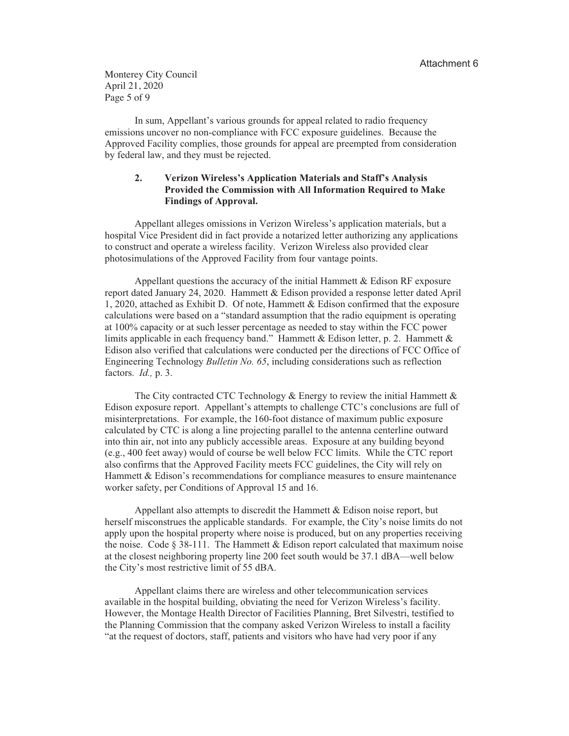In sum, Appellant's various grounds for appeal related to radio frequency emissions uncover no non-compliance with FCC exposure guidelines. Because the Approved Facility complies, those grounds for appeal are preempted from consideration by federal law, and they must be rejected.

### 2. Verizon Wireless's Application Materials and Staff's Analysis Provided the Commission with All Information Required to Make Findings of Approval.

Appellant alleges omissions in Verizon Wireless's application materials, but a hospital Vice President did in fact provide a notarized letter authorizing any applications to construct and operate a wireless facility. Verizon Wireless also provided clear photosimulations of the Approved Facility from four vantage points.

Appellant questions the accuracy of the initial Hammett & Edison RF exposure report dated January 24, 2020. Hammett & Edison provided a response letter dated April 1, 2020, attached as Exhibit D. Of note, Hammett & Edison confirmed that the exposure calculations were based on a "standard assumption that the radio equipment is operating at 100% capacity or at such lesser percentage as needed to stay within the FCC power limits applicable in each frequency band." Hammett & Edison letter, p. 2. Hammett & Edison also verified that calculations were conducted per the directions of FCC Office of Engineering Technology *Bulletin No. 65*, including considerations such as reflection factors. *Id.,* p. 3.

The City contracted CTC Technology & Energy to review the initial Hammett & Edison exposure report. Appellant's attempts to challenge CTC's conclusions are full of misinterpretations. For example, the 160-foot distance of maximum public exposure calculated by CTC is along a line projecting parallel to the antenna centerline outward into thin air, not into any publicly accessible areas. Exposure at any building beyond (e.g., 400 feet away) would of course be well below FCC limits. While the CTC report also confirms that the Approved Facility meets FCC guidelines, the City will rely on Hammett & Edison's recommendations for compliance measures to ensure maintenance worker safety, per Conditions of Approval 15 and 16.

Appellant also attempts to discredit the Hammett & Edison noise report, but herself misconstrues the applicable standards. For example, the City's noise limits do not apply upon the hospital property where noise is produced, but on any properties receiving the noise. Code § 38-111. The Hammett & Edison report calculated that maximum noise at the closest neighboring property line 200 feet south would be 37.1 dBA—well below the City's most restrictive limit of 55 dBA.

Appellant claims there are wireless and other telecommunication services available in the hospital building, obviating the need for Verizon Wireless's facility. However, the Montage Health Director of Facilities Planning, Bret Silvestri, testified to the Planning Commission that the company asked Verizon Wireless to install a facility "at the request of doctors, staff, patients and visitors who have had very poor if any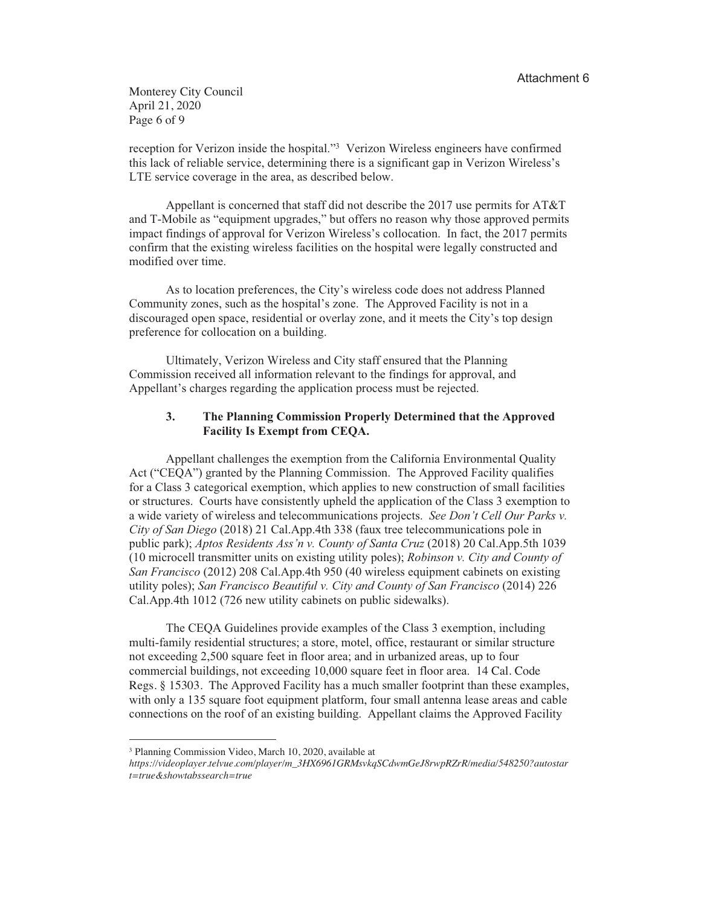reception for Verizon inside the hospital."[3] Verizon Wireless engineers have confirmed this lack of reliable service, determining there is a significant gap in Verizon Wireless's LTE service coverage in the area, as described below.

Appellant is concerned that staff did not describe the 2017 use permits for AT&T and T-Mobile as "equipment upgrades," but offers no reason why those approved permits impact findings of approval for Verizon Wireless's collocation. In fact, the 2017 permits confirm that the existing wireless facilities on the hospital were legally constructed and modified over time.

As to location preferences, the City's wireless code does not address Planned Community zones, such as the hospital's zone. The Approved Facility is not in a discouraged open space, residential or overlay zone, and it meets the City's top design preference for collocation on a building.

Ultimately, Verizon Wireless and City staff ensured that the Planning Commission received all information relevant to the findings for approval, and Appellant's charges regarding the application process must be rejected.

### 3. The Planning Commission Properly Determined that the Approved Facility Is Exempt from CEQA.

Appellant challenges the exemption from the California Environmental Quality Act ("CEQA") granted by the Planning Commission. The Approved Facility qualifies for a Class 3 categorical exemption, which applies to new construction of small facilities or structures. Courts have consistently upheld the application of the Class 3 exemption to a wide variety of wireless and telecommunications projects. *See Don't Cell Our Parks v. City of San Diego* (2018) 21 Cal.App.4th 338 (faux tree telecommunications pole in public park); *Aptos Residents Ass'n v. County of Santa Cruz* (2018) 20 Cal.App.5th 1039 (10 microcell transmitter units on existing utility poles); *Robinson v. City and County of San Francisco* (2012) 208 Cal.App.4th 950 (40 wireless equipment cabinets on existing utility poles); *San Francisco Beautiful v. City and County of San Francisco* (2014) 226 Cal.App.4th 1012 (726 new utility cabinets on public sidewalks).

The CEQA Guidelines provide examples of the Class 3 exemption, including multi-family residential structures; a store, motel, office, restaurant or similar structure not exceeding 2,500 square feet in floor area; and in urbanized areas, up to four commercial buildings, not exceeding 10,000 square feet in floor area. 14 Cal. Code Regs. § 15303. The Approved Facility has a much smaller footprint than these examples, with only a 135 square foot equipment platform, four small antenna lease areas and cable connections on the roof of an existing building. Appellant claims the Approved Facility

---

[3] Planning Commission Video, March 10, 2020, available at *https://videoplayer.telvue.com/player/m_3HX6961GRMsvkqSCdwmGeJ8rwpRZrR/media/548250?autostart=true&showtabssearch=true*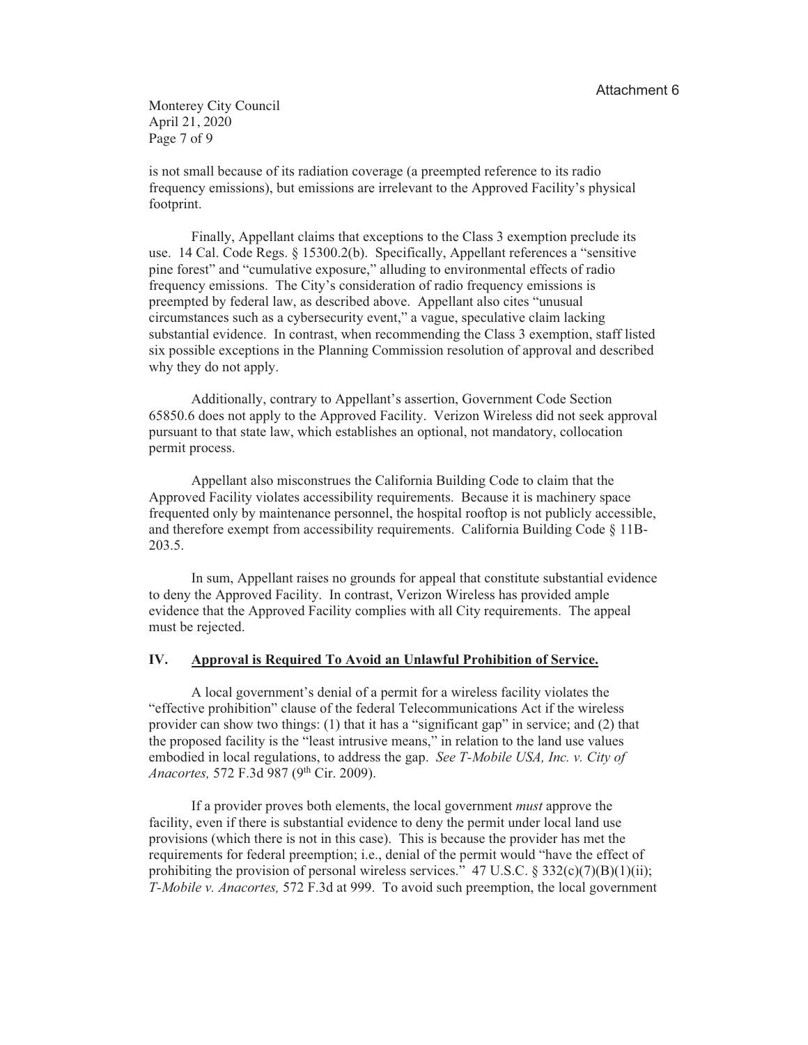is not small because of its radiation coverage (a preempted reference to its radio frequency emissions), but emissions are irrelevant to the Approved Facility's physical footprint.

Finally, Appellant claims that exceptions to the Class 3 exemption preclude its use. 14 Cal. Code Regs. § 15300.2(b). Specifically, Appellant references a "sensitive pine forest" and "cumulative exposure," alluding to environmental effects of radio frequency emissions. The City's consideration of radio frequency emissions is preempted by federal law, as described above. Appellant also cites "unusual circumstances such as a cybersecurity event," a vague, speculative claim lacking substantial evidence. In contrast, when recommending the Class 3 exemption, staff listed six possible exceptions in the Planning Commission resolution of approval and described why they do not apply.

Additionally, contrary to Appellant's assertion, Government Code Section 65850.6 does not apply to the Approved Facility. Verizon Wireless did not seek approval pursuant to that state law, which establishes an optional, not mandatory, collocation permit process.

Appellant also misconstrues the California Building Code to claim that the Approved Facility violates accessibility requirements. Because it is machinery space frequented only by maintenance personnel, the hospital rooftop is not publicly accessible, and therefore exempt from accessibility requirements. California Building Code § 11B-203.5.

In sum, Appellant raises no grounds for appeal that constitute substantial evidence to deny the Approved Facility. In contrast, Verizon Wireless has provided ample evidence that the Approved Facility complies with all City requirements. The appeal must be rejected.

## IV. Approval is Required To Avoid an Unlawful Prohibition of Service.

A local government's denial of a permit for a wireless facility violates the "effective prohibition" clause of the federal Telecommunications Act if the wireless provider can show two things: (1) that it has a "significant gap" in service; and (2) that the proposed facility is the "least intrusive means," in relation to the land use values embodied in local regulations, to address the gap. *See T-Mobile USA, Inc. v. City of Anacortes,* 572 F.3d 987 (9th Cir. 2009).

If a provider proves both elements, the local government *must* approve the facility, even if there is substantial evidence to deny the permit under local land use provisions (which there is not in this case). This is because the provider has met the requirements for federal preemption; i.e., denial of the permit would "have the effect of prohibiting the provision of personal wireless services." 47 U.S.C. § 332(c)(7)(B)(1)(ii); *T-Mobile v. Anacortes,* 572 F.3d at 999. To avoid such preemption, the local government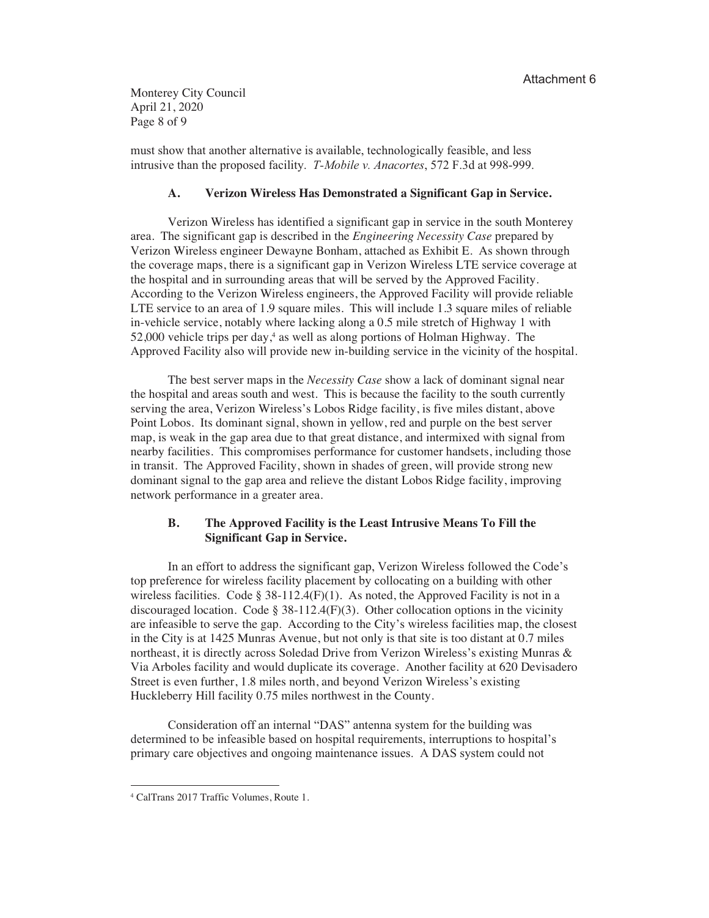must show that another alternative is available, technologically feasible, and less intrusive than the proposed facility. *T-Mobile v. Anacortes*, 572 F.3d at 998-999.

### A. Verizon Wireless Has Demonstrated a Significant Gap in Service.

Verizon Wireless has identified a significant gap in service in the south Monterey area. The significant gap is described in the *Engineering Necessity Case* prepared by Verizon Wireless engineer Dewayne Bonham, attached as Exhibit E. As shown through the coverage maps, there is a significant gap in Verizon Wireless LTE service coverage at the hospital and in surrounding areas that will be served by the Approved Facility. According to the Verizon Wireless engineers, the Approved Facility will provide reliable LTE service to an area of 1.9 square miles. This will include 1.3 square miles of reliable in-vehicle service, notably where lacking along a 0.5 mile stretch of Highway 1 with 52,000 vehicle trips per day,[4] as well as along portions of Holman Highway. The Approved Facility also will provide new in-building service in the vicinity of the hospital.

The best server maps in the *Necessity Case* show a lack of dominant signal near the hospital and areas south and west. This is because the facility to the south currently serving the area, Verizon Wireless's Lobos Ridge facility, is five miles distant, above Point Lobos. Its dominant signal, shown in yellow, red and purple on the best server map, is weak in the gap area due to that great distance, and intermixed with signal from nearby facilities. This compromises performance for customer handsets, including those in transit. The Approved Facility, shown in shades of green, will provide strong new dominant signal to the gap area and relieve the distant Lobos Ridge facility, improving network performance in a greater area.

### B. The Approved Facility is the Least Intrusive Means To Fill the Significant Gap in Service.

In an effort to address the significant gap, Verizon Wireless followed the Code's top preference for wireless facility placement by collocating on a building with other wireless facilities. Code § 38-112.4(F)(1). As noted, the Approved Facility is not in a discouraged location. Code § 38-112.4(F)(3). Other collocation options in the vicinity are infeasible to serve the gap. According to the City's wireless facilities map, the closest in the City is at 1425 Munras Avenue, but not only is that site is too distant at 0.7 miles northeast, it is directly across Soledad Drive from Verizon Wireless's existing Munras & Via Arboles facility and would duplicate its coverage. Another facility at 620 Devisadero Street is even further, 1.8 miles north, and beyond Verizon Wireless's existing Huckleberry Hill facility 0.75 miles northwest in the County.

Consideration off an internal "DAS" antenna system for the building was determined to be infeasible based on hospital requirements, interruptions to hospital's primary care objectives and ongoing maintenance issues. A DAS system could not

[4] CalTrans 2017 Traffic Volumes, Route 1.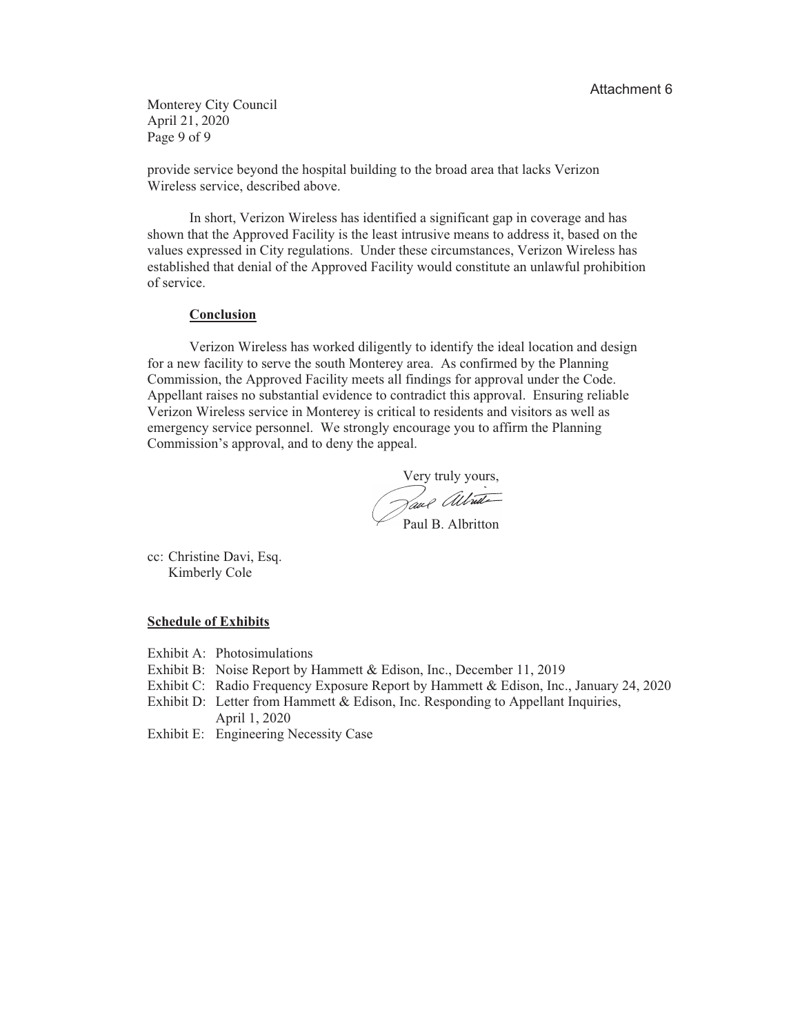provide service beyond the hospital building to the broad area that lacks Verizon Wireless service, described above.

In short, Verizon Wireless has identified a significant gap in coverage and has shown that the Approved Facility is the least intrusive means to address it, based on the values expressed in City regulations. Under these circumstances, Verizon Wireless has established that denial of the Approved Facility would constitute an unlawful prohibition of service.

**Conclusion**

Verizon Wireless has worked diligently to identify the ideal location and design for a new facility to serve the south Monterey area. As confirmed by the Planning Commission, the Approved Facility meets all findings for approval under the Code. Appellant raises no substantial evidence to contradict this approval. Ensuring reliable Verizon Wireless service in Monterey is critical to residents and visitors as well as emergency service personnel. We strongly encourage you to affirm the Planning Commission's approval, and to deny the appeal.

Very truly yours,

Paul B. Albritton

cc: Christine Davi, Esq.
Kimberly Cole

**Schedule of Exhibits**

Exhibit A: Photosimulations
Exhibit B: Noise Report by Hammett & Edison, Inc., December 11, 2019
Exhibit C: Radio Frequency Exposure Report by Hammett & Edison, Inc., January 24, 2020
Exhibit D: Letter from Hammett & Edison, Inc. Responding to Appellant Inquiries, April 1, 2020
Exhibit E: Engineering Necessity Case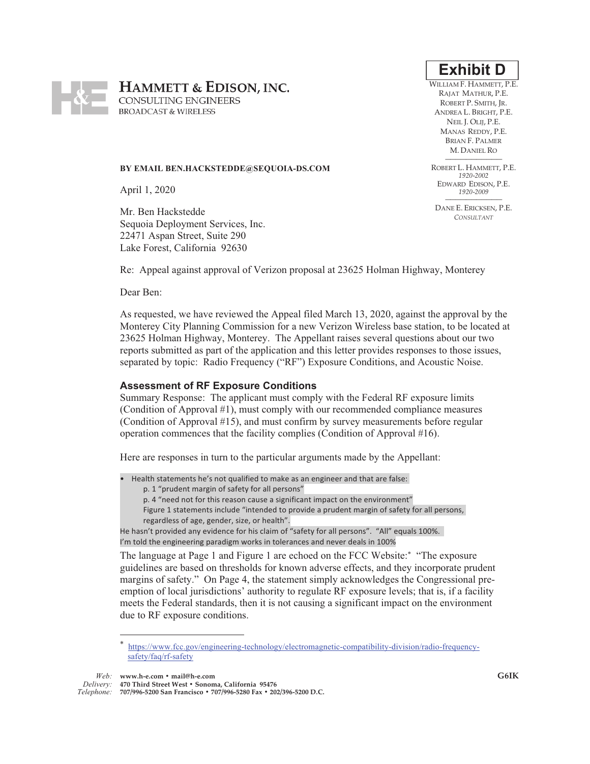**Exhibit D**

# HAMMETT & EDISON, INC.

CONSULTING ENGINEERS
BROADCAST & WIRELESS

WILLIAM F. HAMMETT, P.E.
RAJAT MATHUR, P.E.
ROBERT P. SMITH, JR.
ANDREA L. BRIGHT, P.E.
NEIL J. OLIJ, P.E.
MANAS REDDY, P.E.
BRIAN F. PALMER
M. DANIEL RO

ROBERT L. HAMMETT, P.E.
*1920-2002*
EDWARD EDISON, P.E.
*1920-2009*

DANE E. ERICKSEN, P.E.
*CONSULTANT*

**BY EMAIL BEN.HACKSTEDDE@SEQUOIA-DS.COM**

April 1, 2020

Mr. Ben Hackstedde
Sequoia Deployment Services, Inc.
22471 Aspan Street, Suite 290
Lake Forest, California 92630

Re: Appeal against approval of Verizon proposal at 23625 Holman Highway, Monterey

Dear Ben:

As requested, we have reviewed the Appeal filed March 13, 2020, against the approval by the Monterey City Planning Commission for a new Verizon Wireless base station, to be located at 23625 Holman Highway, Monterey. The Appellant raises several questions about our two reports submitted as part of the application and this letter provides responses to those issues, separated by topic: Radio Frequency ("RF") Exposure Conditions, and Acoustic Noise.

### Assessment of RF Exposure Conditions

Summary Response: The applicant must comply with the Federal RF exposure limits (Condition of Approval #1), must comply with our recommended compliance measures (Condition of Approval #15), and must confirm by survey measurements before regular operation commences that the facility complies (Condition of Approval #16).

Here are responses in turn to the particular arguments made by the Appellant:

- Health statements he's not qualified to make as an engineer and that are false:
  - p. 1 "prudent margin of safety for all persons"
  - p. 4 "need not for this reason cause a significant impact on the environment"
  - Figure 1 statements include "intended to provide a prudent margin of safety for all persons, regardless of age, gender, size, or health".

He hasn't provided any evidence for his claim of "safety for all persons". "All" equals 100%.
I'm told the engineering paradigm works in tolerances and never deals in 100%

The language at Page 1 and Figure 1 are echoed on the FCC Website:* "The exposure guidelines are based on thresholds for known adverse effects, and they incorporate prudent margins of safety." On Page 4, the statement simply acknowledges the Congressional pre-emption of local jurisdictions' authority to regulate RF exposure levels; that is, if a facility meets the Federal standards, then it is not causing a significant impact on the environment due to RF exposure conditions.

---

* https://www.fcc.gov/engineering-technology/electromagnetic-compatibility-division/radio-frequency-safety/faq/rf-safety

*Web:* www.h-e.com • mail@h-e.com
*Delivery:* 470 Third Street West • Sonoma, California 95476
*Telephone:* 707/996-5200 San Francisco • 707/996-5280 Fax • 202/396-5200 D.C.

G6IK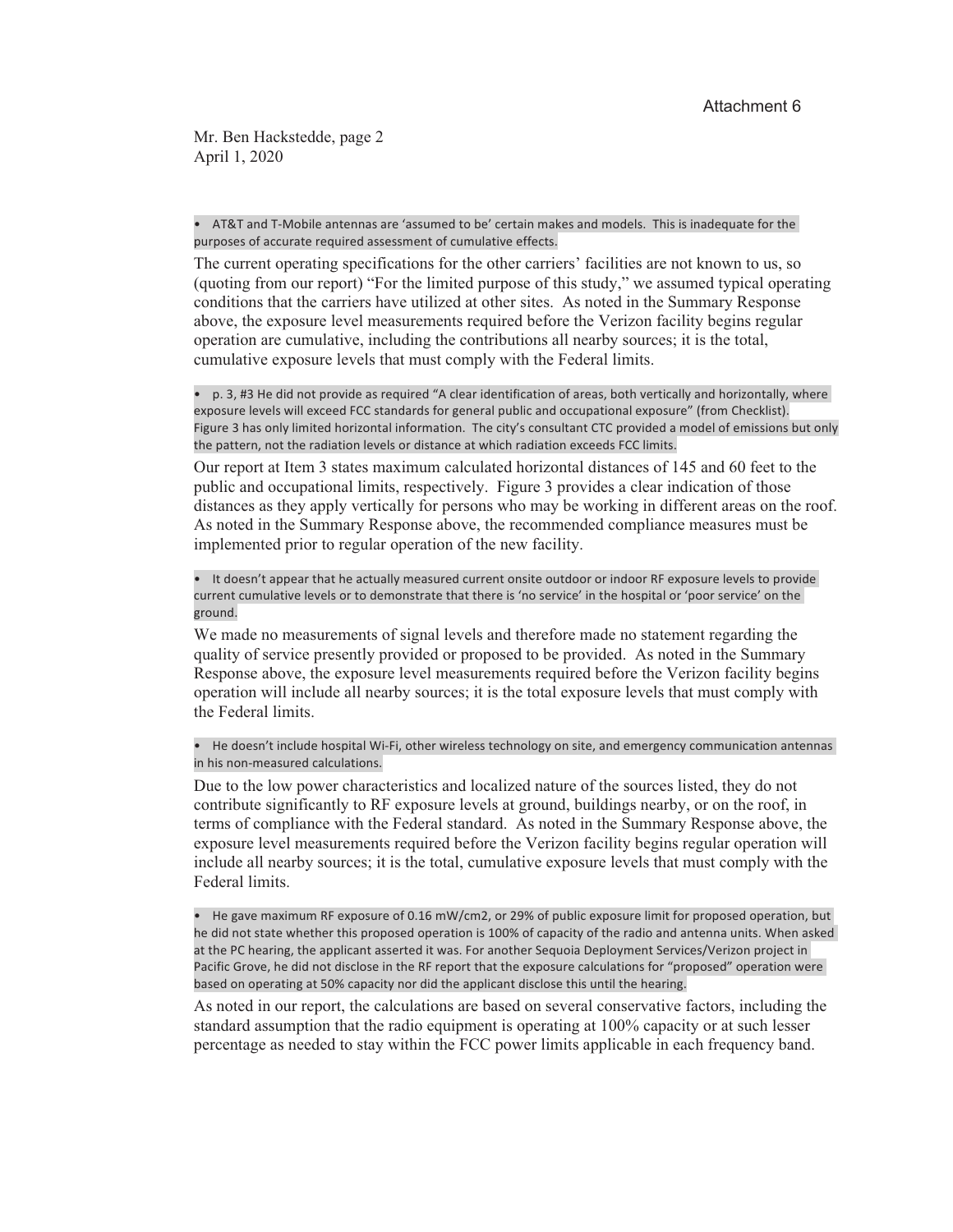Attachment 6

Mr. Ben Hackstedde, page 2
April 1, 2020

- AT&T and T-Mobile antennas are 'assumed to be' certain makes and models. This is inadequate for the purposes of accurate required assessment of cumulative effects.

The current operating specifications for the other carriers' facilities are not known to us, so (quoting from our report) "For the limited purpose of this study," we assumed typical operating conditions that the carriers have utilized at other sites. As noted in the Summary Response above, the exposure level measurements required before the Verizon facility begins regular operation are cumulative, including the contributions all nearby sources; it is the total, cumulative exposure levels that must comply with the Federal limits.

- p. 3, #3 He did not provide as required "A clear identification of areas, both vertically and horizontally, where exposure levels will exceed FCC standards for general public and occupational exposure" (from Checklist). Figure 3 has only limited horizontal information. The city's consultant CTC provided a model of emissions but only the pattern, not the radiation levels or distance at which radiation exceeds FCC limits.

Our report at Item 3 states maximum calculated horizontal distances of 145 and 60 feet to the public and occupational limits, respectively. Figure 3 provides a clear indication of those distances as they apply vertically for persons who may be working in different areas on the roof. As noted in the Summary Response above, the recommended compliance measures must be implemented prior to regular operation of the new facility.

- It doesn't appear that he actually measured current onsite outdoor or indoor RF exposure levels to provide current cumulative levels or to demonstrate that there is 'no service' in the hospital or 'poor service' on the ground.

We made no measurements of signal levels and therefore made no statement regarding the quality of service presently provided or proposed to be provided. As noted in the Summary Response above, the exposure level measurements required before the Verizon facility begins operation will include all nearby sources; it is the total exposure levels that must comply with the Federal limits.

- He doesn't include hospital Wi-Fi, other wireless technology on site, and emergency communication antennas in his non-measured calculations.

Due to the low power characteristics and localized nature of the sources listed, they do not contribute significantly to RF exposure levels at ground, buildings nearby, or on the roof, in terms of compliance with the Federal standard. As noted in the Summary Response above, the exposure level measurements required before the Verizon facility begins regular operation will include all nearby sources; it is the total, cumulative exposure levels that must comply with the Federal limits.

- He gave maximum RF exposure of 0.16 mW/cm2, or 29% of public exposure limit for proposed operation, but he did not state whether this proposed operation is 100% of capacity of the radio and antenna units. When asked at the PC hearing, the applicant asserted it was. For another Sequoia Deployment Services/Verizon project in Pacific Grove, he did not disclose in the RF report that the exposure calculations for "proposed" operation were based on operating at 50% capacity nor did the applicant disclose this until the hearing.

As noted in our report, the calculations are based on several conservative factors, including the standard assumption that the radio equipment is operating at 100% capacity or at such lesser percentage as needed to stay within the FCC power limits applicable in each frequency band.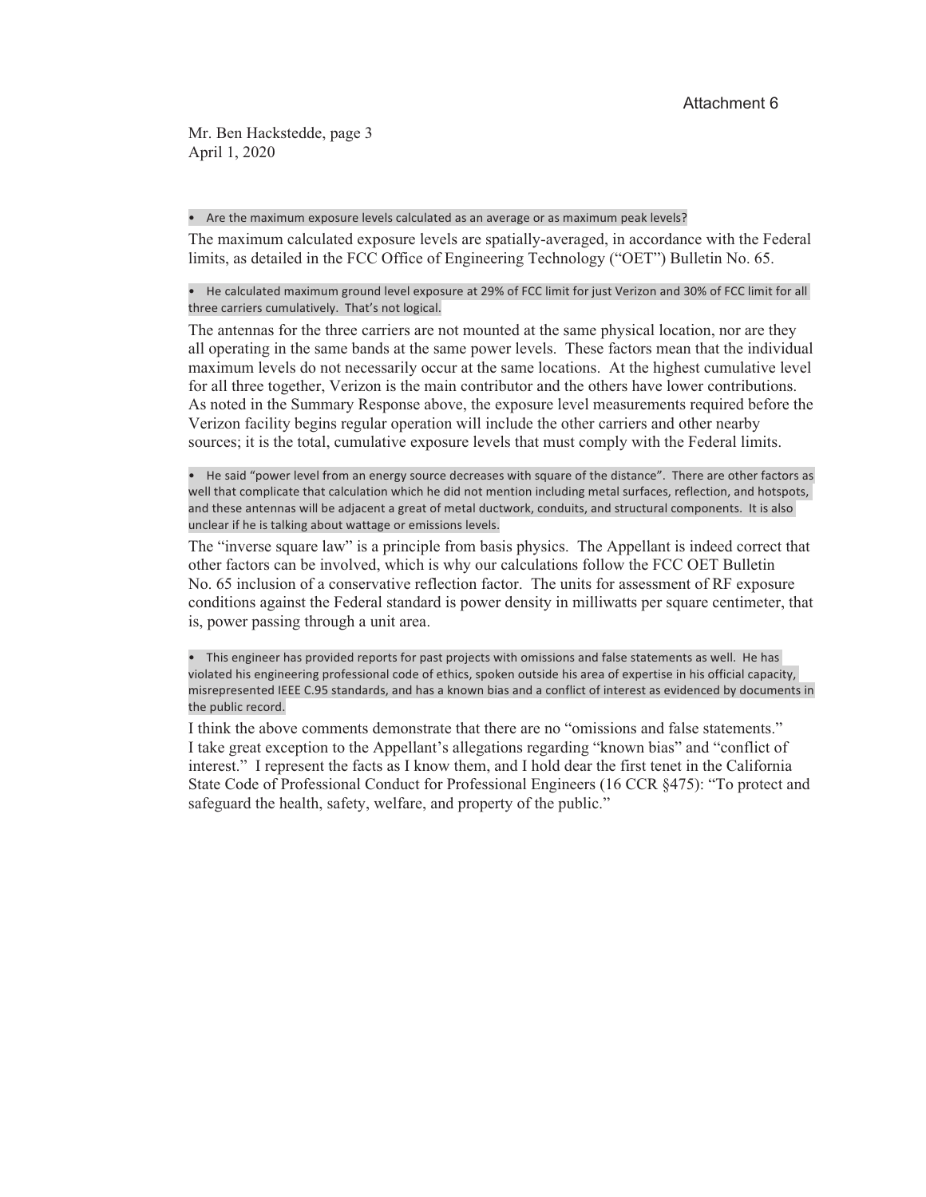Attachment 6

Mr. Ben Hackstedde, page 3
April 1, 2020

- Are the maximum exposure levels calculated as an average or as maximum peak levels?

The maximum calculated exposure levels are spatially-averaged, in accordance with the Federal limits, as detailed in the FCC Office of Engineering Technology ("OET") Bulletin No. 65.

- He calculated maximum ground level exposure at 29% of FCC limit for just Verizon and 30% of FCC limit for all three carriers cumulatively. That's not logical.

The antennas for the three carriers are not mounted at the same physical location, nor are they all operating in the same bands at the same power levels. These factors mean that the individual maximum levels do not necessarily occur at the same locations. At the highest cumulative level for all three together, Verizon is the main contributor and the others have lower contributions. As noted in the Summary Response above, the exposure level measurements required before the Verizon facility begins regular operation will include the other carriers and other nearby sources; it is the total, cumulative exposure levels that must comply with the Federal limits.

- He said "power level from an energy source decreases with square of the distance". There are other factors as well that complicate that calculation which he did not mention including metal surfaces, reflection, and hotspots, and these antennas will be adjacent a great of metal ductwork, conduits, and structural components. It is also unclear if he is talking about wattage or emissions levels.

The "inverse square law" is a principle from basis physics. The Appellant is indeed correct that other factors can be involved, which is why our calculations follow the FCC OET Bulletin No. 65 inclusion of a conservative reflection factor. The units for assessment of RF exposure conditions against the Federal standard is power density in milliwatts per square centimeter, that is, power passing through a unit area.

- This engineer has provided reports for past projects with omissions and false statements as well. He has violated his engineering professional code of ethics, spoken outside his area of expertise in his official capacity, misrepresented IEEE C.95 standards, and has a known bias and a conflict of interest as evidenced by documents in the public record.

I think the above comments demonstrate that there are no "omissions and false statements." I take great exception to the Appellant's allegations regarding "known bias" and "conflict of interest." I represent the facts as I know them, and I hold dear the first tenet in the California State Code of Professional Conduct for Professional Engineers (16 CCR §475): "To protect and safeguard the health, safety, welfare, and property of the public."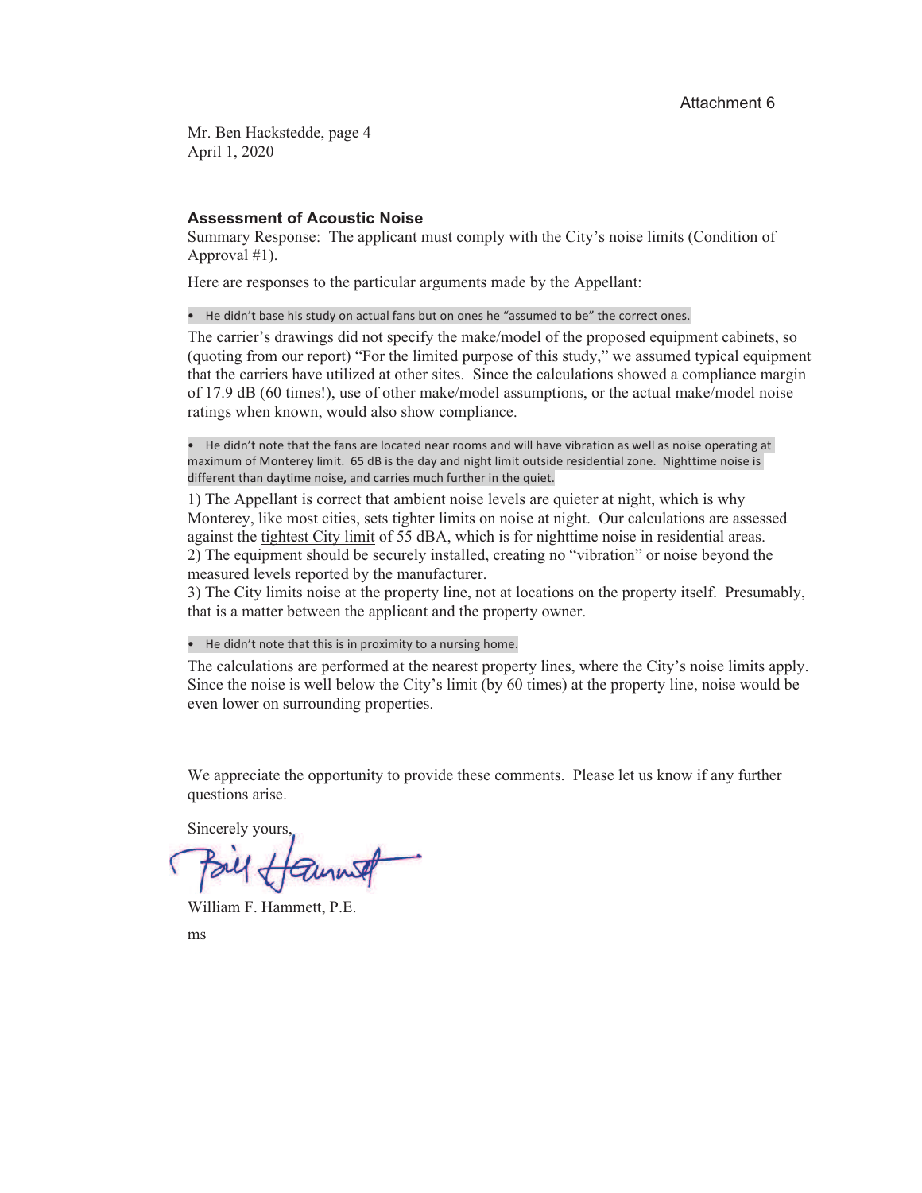Attachment 6

## Assessment of Acoustic Noise

Summary Response: The applicant must comply with the City's noise limits (Condition of Approval #1).

Here are responses to the particular arguments made by the Appellant:

- He didn't base his study on actual fans but on ones he "assumed to be" the correct ones.

The carrier's drawings did not specify the make/model of the proposed equipment cabinets, so (quoting from our report) "For the limited purpose of this study," we assumed typical equipment that the carriers have utilized at other sites. Since the calculations showed a compliance margin of 17.9 dB (60 times!), use of other make/model assumptions, or the actual make/model noise ratings when known, would also show compliance.

- He didn't note that the fans are located near rooms and will have vibration as well as noise operating at maximum of Monterey limit. 65 dB is the day and night limit outside residential zone. Nighttime noise is different than daytime noise, and carries much further in the quiet.

1) The Appellant is correct that ambient noise levels are quieter at night, which is why Monterey, like most cities, sets tighter limits on noise at night. Our calculations are assessed against the tightest City limit of 55 dBA, which is for nighttime noise in residential areas.
2) The equipment should be securely installed, creating no "vibration" or noise beyond the measured levels reported by the manufacturer.
3) The City limits noise at the property line, not at locations on the property itself. Presumably, that is a matter between the applicant and the property owner.

- He didn't note that this is in proximity to a nursing home.

The calculations are performed at the nearest property lines, where the City's noise limits apply. Since the noise is well below the City's limit (by 60 times) at the property line, noise would be even lower on surrounding properties.

We appreciate the opportunity to provide these comments. Please let us know if any further questions arise.

Sincerely yours,

William F. Hammett, P.E.

ms